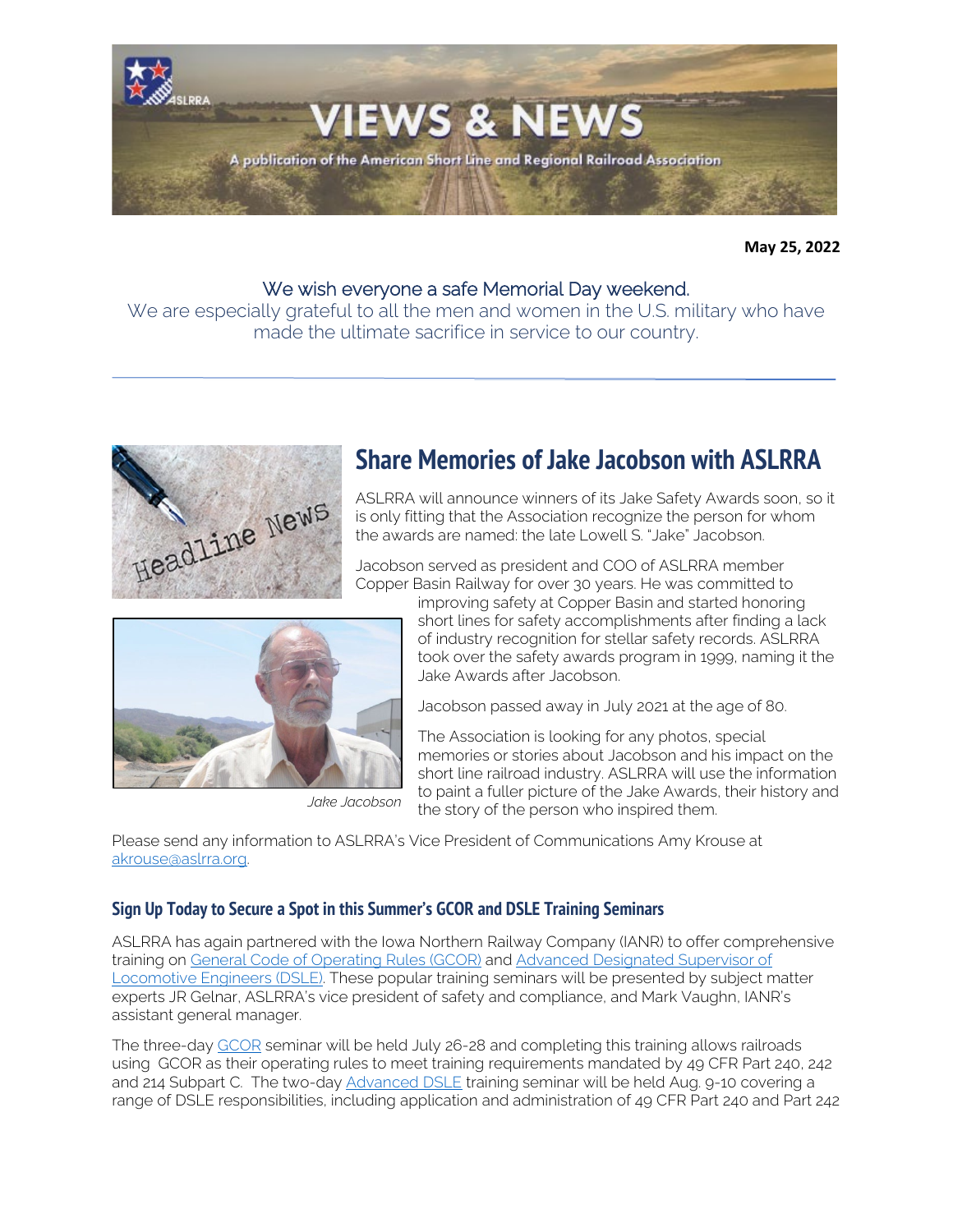# VIEWS & NEWS

A publication of the American Short Line and Regional Railroad Association

**May 25, 2022**

We wish everyone a safe Memorial Day weekend.
We are especially grateful to all the men and women in the U.S. military who have made the ultimate sacrifice in service to our country.

---

## Share Memories of Jake Jacobson with ASLRRA

ASLRRA will announce winners of its Jake Safety Awards soon, so it is only fitting that the Association recognize the person for whom the awards are named: the late Lowell S. "Jake" Jacobson.

Jacobson served as president and COO of ASLRRA member Copper Basin Railway for over 30 years. He was committed to improving safety at Copper Basin and started honoring short lines for safety accomplishments after finding a lack of industry recognition for stellar safety records. ASLRRA took over the safety awards program in 1999, naming it the Jake Awards after Jacobson.

*Jake Jacobson*

Jacobson passed away in July 2021 at the age of 80.

The Association is looking for any photos, special memories or stories about Jacobson and his impact on the short line railroad industry. ASLRRA will use the information to paint a fuller picture of the Jake Awards, their history and the story of the person who inspired them.

Please send any information to ASLRRA's Vice President of Communications Amy Krouse at akrouse@aslrra.org.

### Sign Up Today to Secure a Spot in this Summer's GCOR and DSLE Training Seminars

ASLRRA has again partnered with the Iowa Northern Railway Company (IANR) to offer comprehensive training on General Code of Operating Rules (GCOR) and Advanced Designated Supervisor of Locomotive Engineers (DSLE). These popular training seminars will be presented by subject matter experts JR Gelnar, ASLRRA's vice president of safety and compliance, and Mark Vaughn, IANR's assistant general manager.

The three-day GCOR seminar will be held July 26-28 and completing this training allows railroads using GCOR as their operating rules to meet training requirements mandated by 49 CFR Part 240, 242 and 214 Subpart C. The two-day Advanced DSLE training seminar will be held Aug. 9-10 covering a range of DSLE responsibilities, including application and administration of 49 CFR Part 240 and Part 242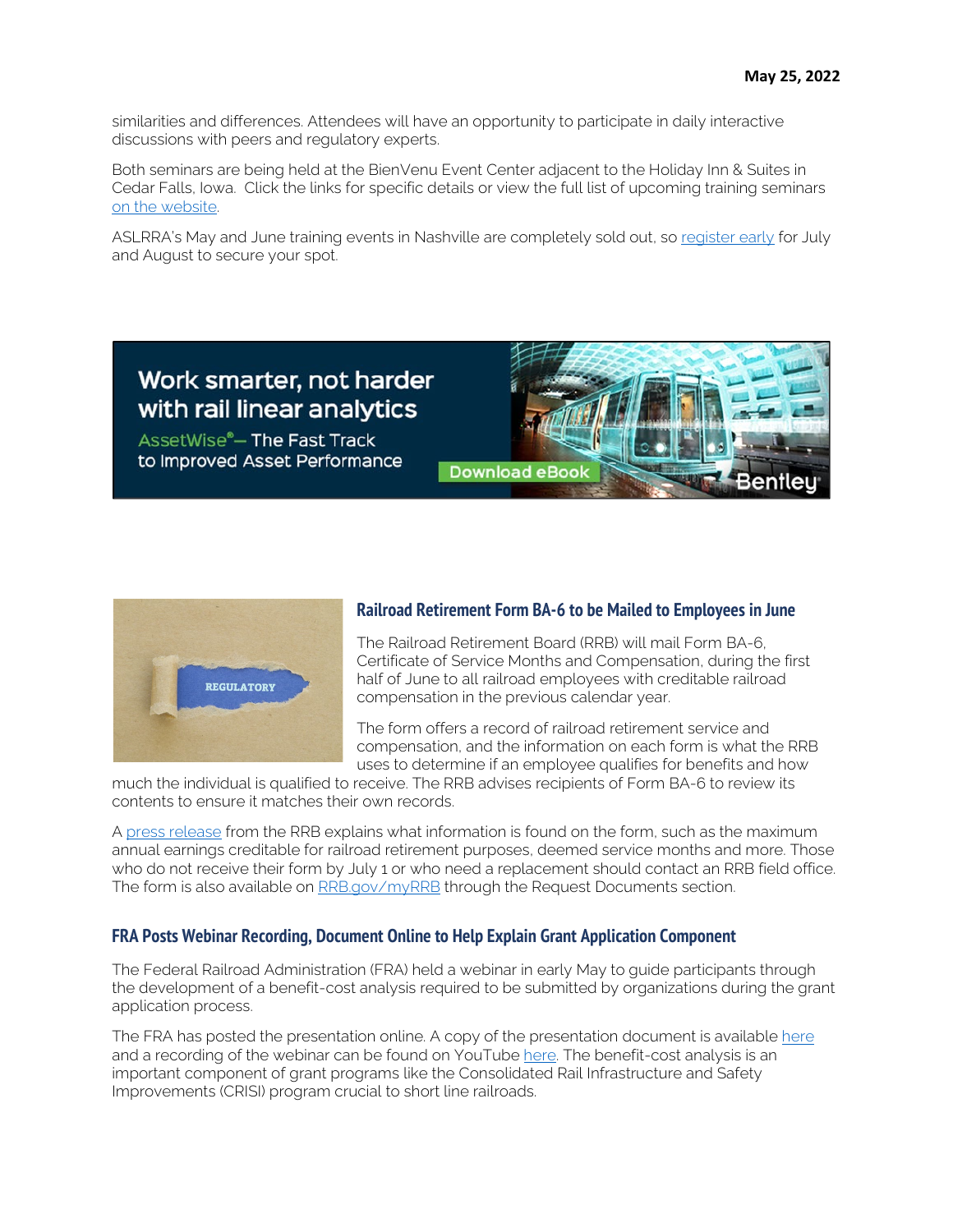similarities and differences. Attendees will have an opportunity to participate in daily interactive discussions with peers and regulatory experts.

Both seminars are being held at the BienVenu Event Center adjacent to the Holiday Inn & Suites in Cedar Falls, Iowa. Click the links for specific details or view the full list of upcoming training seminars on the website.

ASLRRA's May and June training events in Nashville are completely sold out, so register early for July and August to secure your spot.

Work smarter, not harder with rail linear analytics

AssetWise® – The Fast Track to Improved Asset Performance

Download eBook

Bentley

## Railroad Retirement Form BA-6 to be Mailed to Employees in June

The Railroad Retirement Board (RRB) will mail Form BA-6, Certificate of Service Months and Compensation, during the first half of June to all railroad employees with creditable railroad compensation in the previous calendar year.

The form offers a record of railroad retirement service and compensation, and the information on each form is what the RRB uses to determine if an employee qualifies for benefits and how much the individual is qualified to receive. The RRB advises recipients of Form BA-6 to review its contents to ensure it matches their own records.

A press release from the RRB explains what information is found on the form, such as the maximum annual earnings creditable for railroad retirement purposes, deemed service months and more. Those who do not receive their form by July 1 or who need a replacement should contact an RRB field office. The form is also available on RRB.gov/myRRB through the Request Documents section.

## FRA Posts Webinar Recording, Document Online to Help Explain Grant Application Component

The Federal Railroad Administration (FRA) held a webinar in early May to guide participants through the development of a benefit-cost analysis required to be submitted by organizations during the grant application process.

The FRA has posted the presentation online. A copy of the presentation document is available here and a recording of the webinar can be found on YouTube here. The benefit-cost analysis is an important component of grant programs like the Consolidated Rail Infrastructure and Safety Improvements (CRISI) program crucial to short line railroads.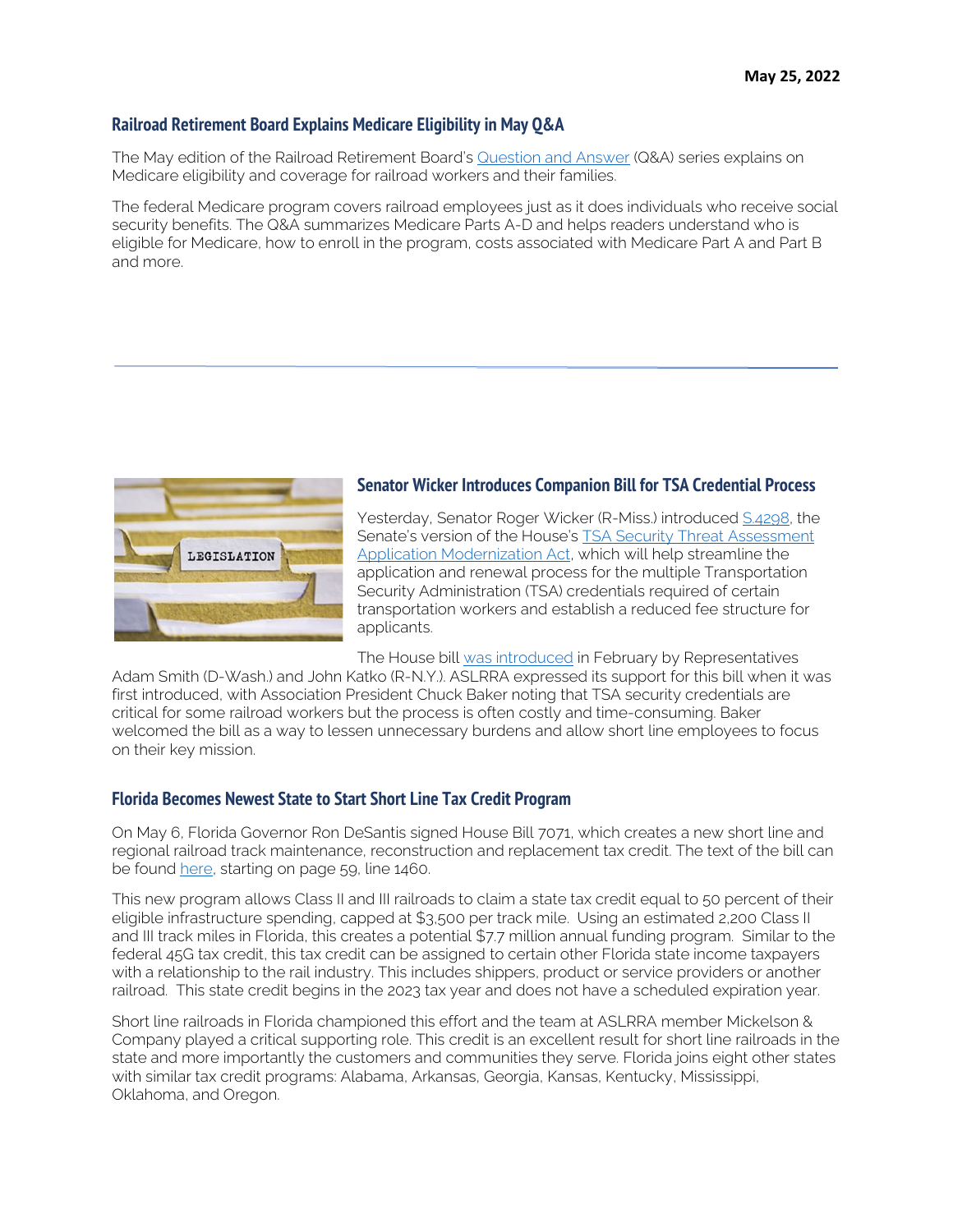May 25, 2022

## Railroad Retirement Board Explains Medicare Eligibility in May Q&A

The May edition of the Railroad Retirement Board's Question and Answer (Q&A) series explains on Medicare eligibility and coverage for railroad workers and their families.

The federal Medicare program covers railroad employees just as it does individuals who receive social security benefits. The Q&A summarizes Medicare Parts A-D and helps readers understand who is eligible for Medicare, how to enroll in the program, costs associated with Medicare Part A and Part B and more.

---

## Senator Wicker Introduces Companion Bill for TSA Credential Process

Yesterday, Senator Roger Wicker (R-Miss.) introduced S.4298, the Senate's version of the House's TSA Security Threat Assessment Application Modernization Act, which will help streamline the application and renewal process for the multiple Transportation Security Administration (TSA) credentials required of certain transportation workers and establish a reduced fee structure for applicants.

The House bill was introduced in February by Representatives Adam Smith (D-Wash.) and John Katko (R-N.Y.). ASLRRA expressed its support for this bill when it was first introduced, with Association President Chuck Baker noting that TSA security credentials are critical for some railroad workers but the process is often costly and time-consuming. Baker welcomed the bill as a way to lessen unnecessary burdens and allow short line employees to focus on their key mission.

## Florida Becomes Newest State to Start Short Line Tax Credit Program

On May 6, Florida Governor Ron DeSantis signed House Bill 7071, which creates a new short line and regional railroad track maintenance, reconstruction and replacement tax credit. The text of the bill can be found here, starting on page 59, line 1460.

This new program allows Class II and III railroads to claim a state tax credit equal to 50 percent of their eligible infrastructure spending, capped at $3,500 per track mile. Using an estimated 2,200 Class II and III track miles in Florida, this creates a potential $7.7 million annual funding program. Similar to the federal 45G tax credit, this tax credit can be assigned to certain other Florida state income taxpayers with a relationship to the rail industry. This includes shippers, product or service providers or another railroad. This state credit begins in the 2023 tax year and does not have a scheduled expiration year.

Short line railroads in Florida championed this effort and the team at ASLRRA member Mickelson & Company played a critical supporting role. This credit is an excellent result for short line railroads in the state and more importantly the customers and communities they serve. Florida joins eight other states with similar tax credit programs: Alabama, Arkansas, Georgia, Kansas, Kentucky, Mississippi, Oklahoma, and Oregon.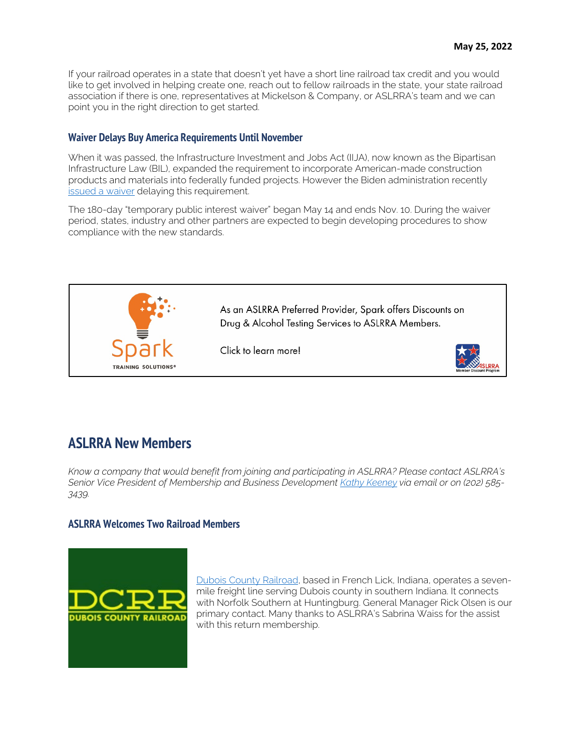If your railroad operates in a state that doesn't yet have a short line railroad tax credit and you would like to get involved in helping create one, reach out to fellow railroads in the state, your state railroad association if there is one, representatives at Mickelson & Company, or ASLRRA's team and we can point you in the right direction to get started.

### Waiver Delays Buy America Requirements Until November

When it was passed, the Infrastructure Investment and Jobs Act (IIJA), now known as the Bipartisan Infrastructure Law (BIL), expanded the requirement to incorporate American-made construction products and materials into federally funded projects. However the Biden administration recently issued a waiver delaying this requirement.

The 180-day "temporary public interest waiver" began May 14 and ends Nov. 10. During the waiver period, states, industry and other partners are expected to begin developing procedures to show compliance with the new standards.

As an ASLRRA Preferred Provider, Spark offers Discounts on Drug & Alcohol Testing Services to ASLRRA Members.

Click to learn more!

## ASLRRA New Members

*Know a company that would benefit from joining and participating in ASLRRA? Please contact ASLRRA's Senior Vice President of Membership and Business Development Kathy Keeney via email or on (202) 585-3439.*

### ASLRRA Welcomes Two Railroad Members

Dubois County Railroad, based in French Lick, Indiana, operates a seven-mile freight line serving Dubois county in southern Indiana. It connects with Norfolk Southern at Huntingburg. General Manager Rick Olsen is our primary contact. Many thanks to ASLRRA's Sabrina Waiss for the assist with this return membership.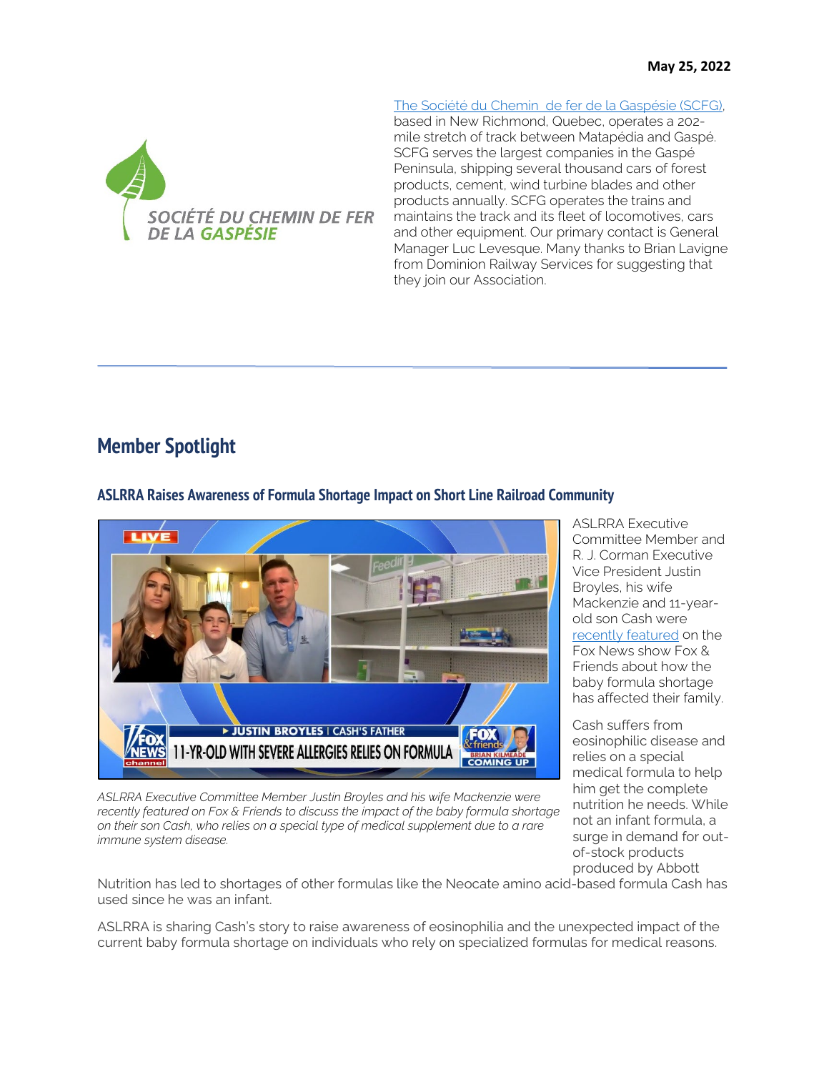**May 25, 2022**

[The Société du Chemin de fer de la Gaspésie (SCFG)](), based in New Richmond, Quebec, operates a 202-mile stretch of track between Matapédia and Gaspé. SCFG serves the largest companies in the Gaspé Peninsula, shipping several thousand cars of forest products, cement, wind turbine blades and other products annually. SCFG operates the trains and maintains the track and its fleet of locomotives, cars and other equipment. Our primary contact is General Manager Luc Levesque. Many thanks to Brian Lavigne from Dominion Railway Services for suggesting that they join our Association.

---

## Member Spotlight

### ASLRRA Raises Awareness of Formula Shortage Impact on Short Line Railroad Community

*ASLRRA Executive Committee Member Justin Broyles and his wife Mackenzie were recently featured on Fox & Friends to discuss the impact of the baby formula shortage on their son Cash, who relies on a special type of medical supplement due to a rare immune system disease.*

ASLRRA Executive Committee Member and R. J. Corman Executive Vice President Justin Broyles, his wife Mackenzie and 11-year-old son Cash were [recently featured]() on the Fox News show Fox & Friends about how the baby formula shortage has affected their family.

Cash suffers from eosinophilic disease and relies on a special medical formula to help him get the complete nutrition he needs. While not an infant formula, a surge in demand for out-of-stock products produced by Abbott Nutrition has led to shortages of other formulas like the Neocate amino acid-based formula Cash has used since he was an infant.

ASLRRA is sharing Cash's story to raise awareness of eosinophilia and the unexpected impact of the current baby formula shortage on individuals who rely on specialized formulas for medical reasons.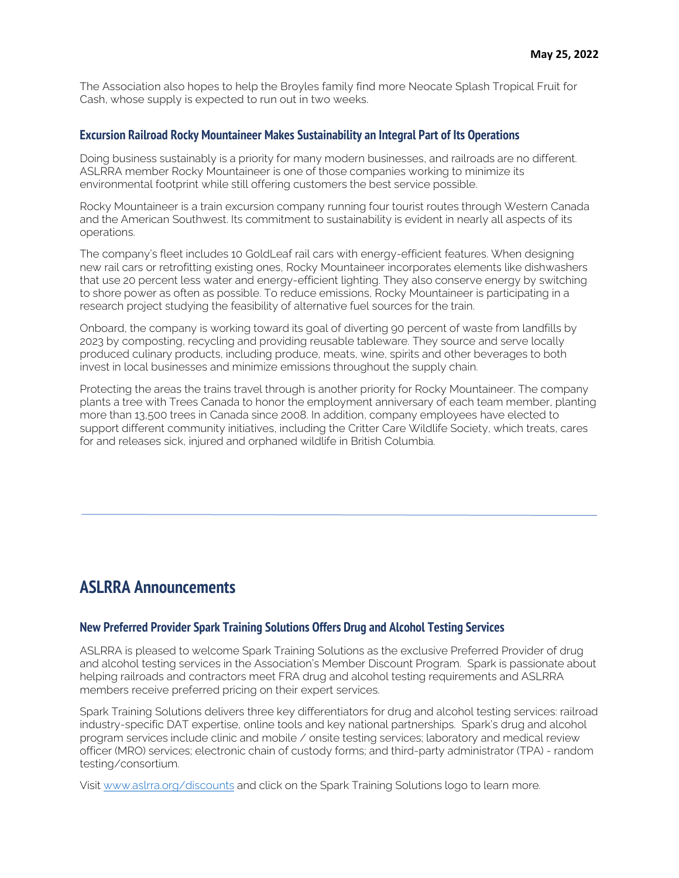The Association also hopes to help the Broyles family find more Neocate Splash Tropical Fruit for Cash, whose supply is expected to run out in two weeks.

### Excursion Railroad Rocky Mountaineer Makes Sustainability an Integral Part of Its Operations

Doing business sustainably is a priority for many modern businesses, and railroads are no different. ASLRRA member Rocky Mountaineer is one of those companies working to minimize its environmental footprint while still offering customers the best service possible.

Rocky Mountaineer is a train excursion company running four tourist routes through Western Canada and the American Southwest. Its commitment to sustainability is evident in nearly all aspects of its operations.

The company's fleet includes 10 GoldLeaf rail cars with energy-efficient features. When designing new rail cars or retrofitting existing ones, Rocky Mountaineer incorporates elements like dishwashers that use 20 percent less water and energy-efficient lighting. They also conserve energy by switching to shore power as often as possible. To reduce emissions, Rocky Mountaineer is participating in a research project studying the feasibility of alternative fuel sources for the train.

Onboard, the company is working toward its goal of diverting 90 percent of waste from landfills by 2023 by composting, recycling and providing reusable tableware. They source and serve locally produced culinary products, including produce, meats, wine, spirits and other beverages to both invest in local businesses and minimize emissions throughout the supply chain.

Protecting the areas the trains travel through is another priority for Rocky Mountaineer. The company plants a tree with Trees Canada to honor the employment anniversary of each team member, planting more than 13,500 trees in Canada since 2008. In addition, company employees have elected to support different community initiatives, including the Critter Care Wildlife Society, which treats, cares for and releases sick, injured and orphaned wildlife in British Columbia.

---

## ASLRRA Announcements

### New Preferred Provider Spark Training Solutions Offers Drug and Alcohol Testing Services

ASLRRA is pleased to welcome Spark Training Solutions as the exclusive Preferred Provider of drug and alcohol testing services in the Association's Member Discount Program. Spark is passionate about helping railroads and contractors meet FRA drug and alcohol testing requirements and ASLRRA members receive preferred pricing on their expert services.

Spark Training Solutions delivers three key differentiators for drug and alcohol testing services: railroad industry-specific DAT expertise, online tools and key national partnerships. Spark's drug and alcohol program services include clinic and mobile / onsite testing services; laboratory and medical review officer (MRO) services; electronic chain of custody forms; and third-party administrator (TPA) - random testing/consortium.

Visit [www.aslrra.org/discounts](www.aslrra.org/discounts) and click on the Spark Training Solutions logo to learn more.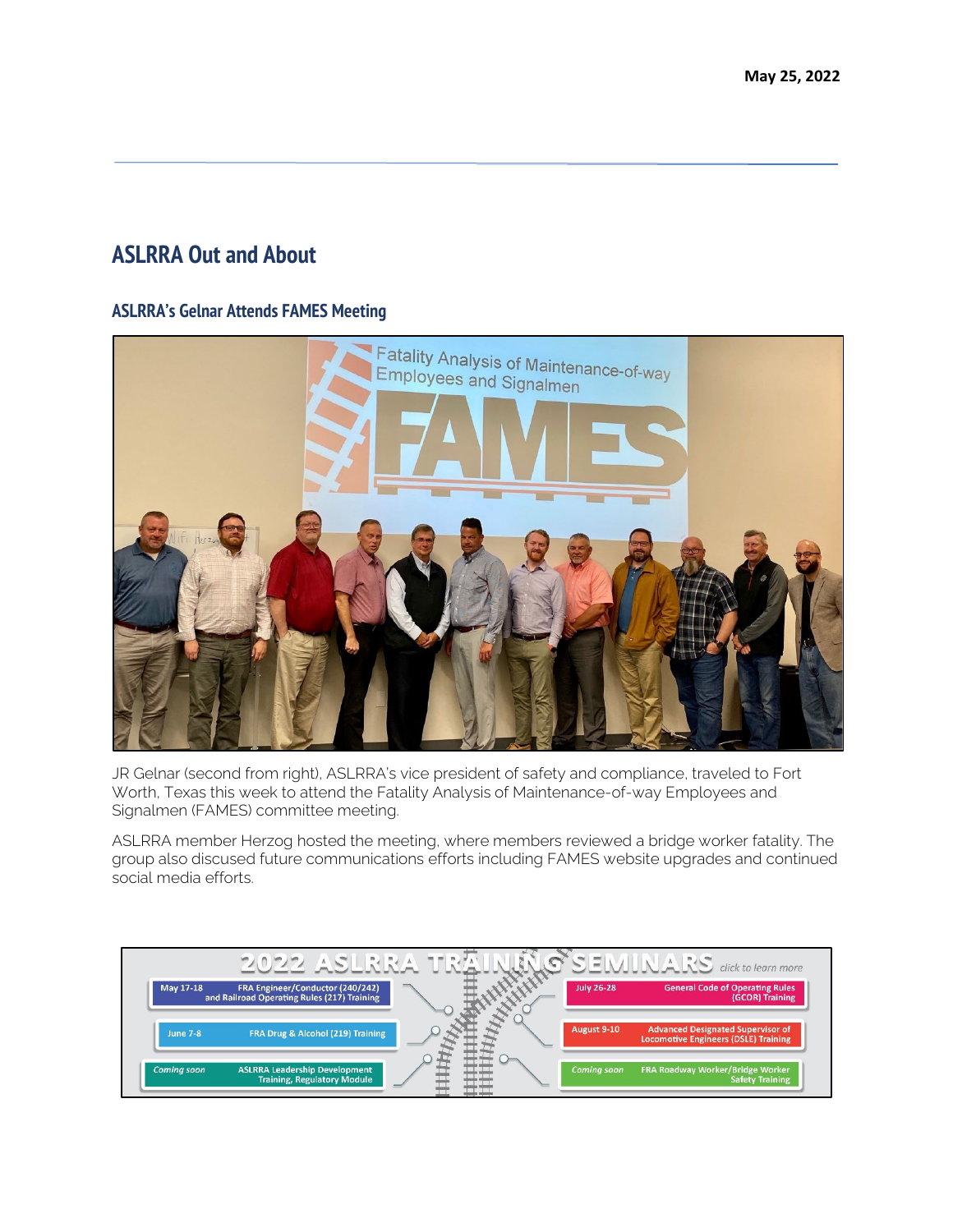May 25, 2022

## ASLRRA Out and About

### ASLRRA's Gelnar Attends FAMES Meeting

JR Gelnar (second from right), ASLRRA's vice president of safety and compliance, traveled to Fort Worth, Texas this week to attend the Fatality Analysis of Maintenance-of-way Employees and Signalmen (FAMES) committee meeting.

ASLRRA member Herzog hosted the meeting, where members reviewed a bridge worker fatality. The group also discused future communications efforts including FAMES website upgrades and continued social media efforts.

**2022 ASLRRA TRAINING SEMINARS** *click to learn more*

- May 17-18 — FRA Engineer/Conductor (240/242) and Railroad Operating Rules (217) Training
- June 7-8 — FRA Drug & Alcohol (219) Training
- *Coming soon* — ASLRRA Leadership Development Training, Regulatory Module
- July 26-28 — General Code of Operating Rules (GCOR) Training
- August 9-10 — Advanced Designated Supervisor of Locomotive Engineers (DSLE) Training
- *Coming soon* — FRA Roadway Worker/Bridge Worker Safety Training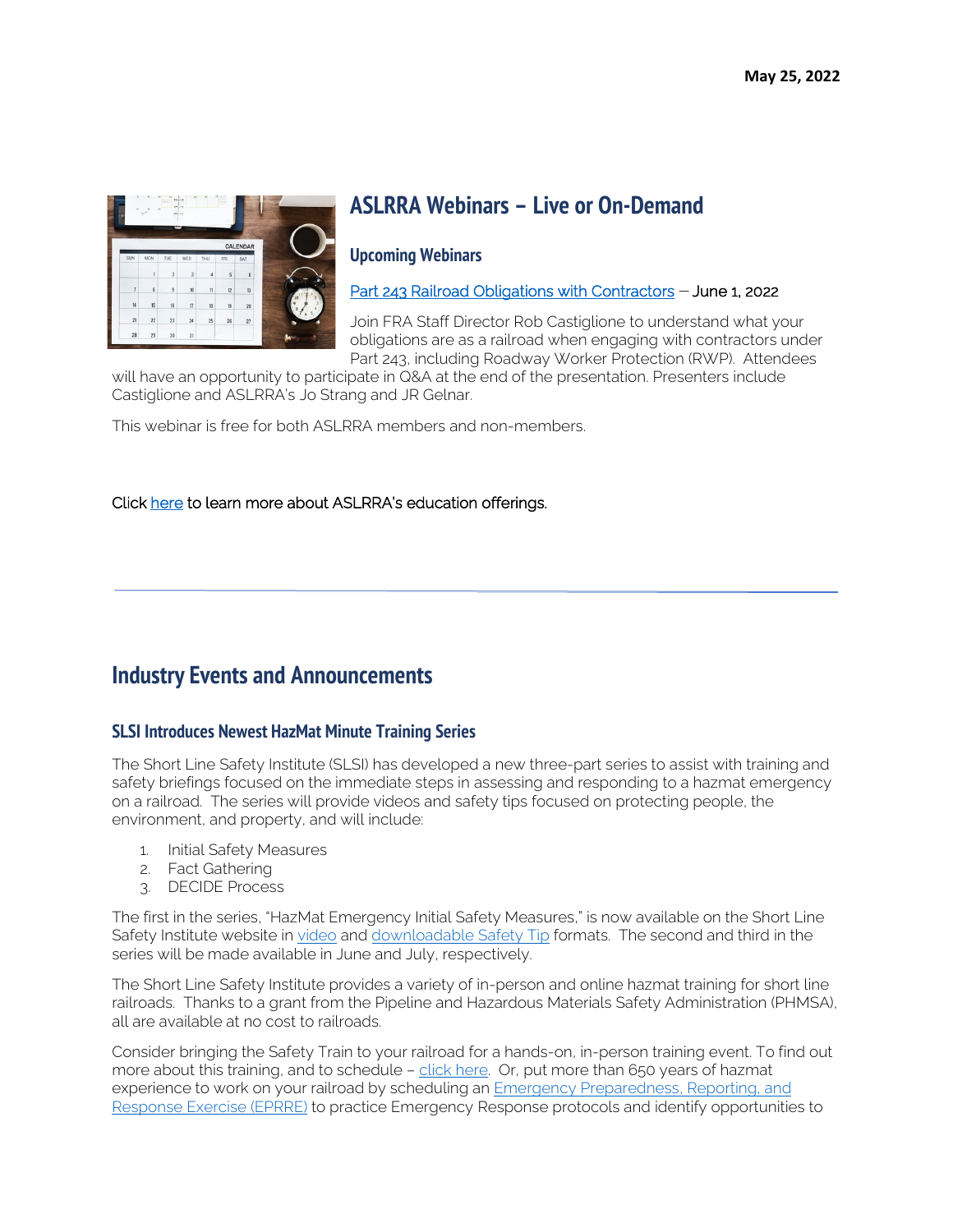**May 25, 2022**

## ASLRRA Webinars – Live or On-Demand

### Upcoming Webinars

Part 243 Railroad Obligations with Contractors – June 1, 2022

Join FRA Staff Director Rob Castiglione to understand what your obligations are as a railroad when engaging with contractors under Part 243, including Roadway Worker Protection (RWP). Attendees will have an opportunity to participate in Q&A at the end of the presentation. Presenters include Castiglione and ASLRRA's Jo Strang and JR Gelnar.

This webinar is free for both ASLRRA members and non-members.

Click here to learn more about ASLRRA's education offerings.

---

## Industry Events and Announcements

### SLSI Introduces Newest HazMat Minute Training Series

The Short Line Safety Institute (SLSI) has developed a new three-part series to assist with training and safety briefings focused on the immediate steps in assessing and responding to a hazmat emergency on a railroad. The series will provide videos and safety tips focused on protecting people, the environment, and property, and will include:

1. Initial Safety Measures
2. Fact Gathering
3. DECIDE Process

The first in the series, "HazMat Emergency Initial Safety Measures," is now available on the Short Line Safety Institute website in video and downloadable Safety Tip formats. The second and third in the series will be made available in June and July, respectively.

The Short Line Safety Institute provides a variety of in-person and online hazmat training for short line railroads. Thanks to a grant from the Pipeline and Hazardous Materials Safety Administration (PHMSA), all are available at no cost to railroads.

Consider bringing the Safety Train to your railroad for a hands-on, in-person training event. To find out more about this training, and to schedule – click here. Or, put more than 650 years of hazmat experience to work on your railroad by scheduling an Emergency Preparedness, Reporting, and Response Exercise (EPRRE) to practice Emergency Response protocols and identify opportunities to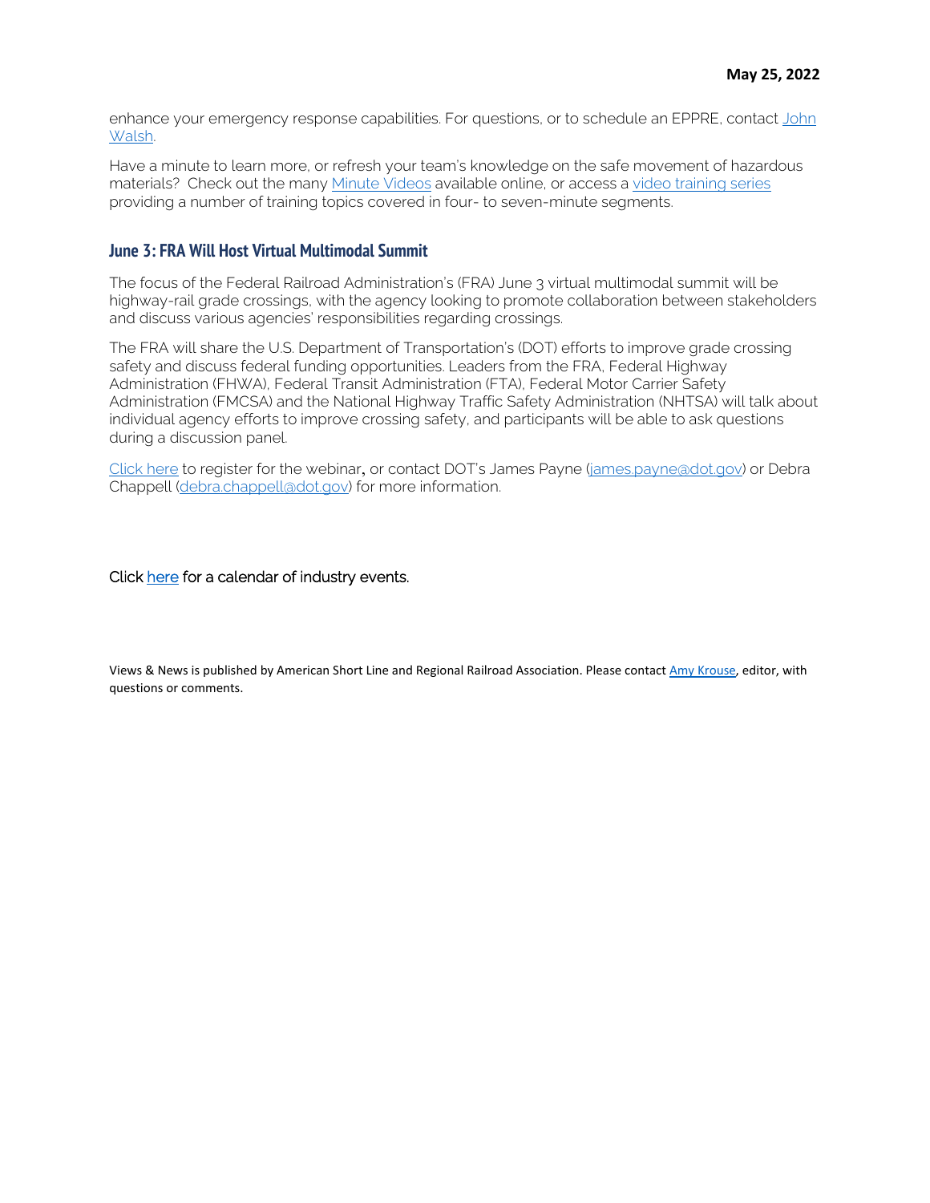enhance your emergency response capabilities. For questions, or to schedule an EPPRE, contact John Walsh.

Have a minute to learn more, or refresh your team's knowledge on the safe movement of hazardous materials? Check out the many Minute Videos available online, or access a video training series providing a number of training topics covered in four- to seven-minute segments.

## June 3: FRA Will Host Virtual Multimodal Summit

The focus of the Federal Railroad Administration's (FRA) June 3 virtual multimodal summit will be highway-rail grade crossings, with the agency looking to promote collaboration between stakeholders and discuss various agencies' responsibilities regarding crossings.

The FRA will share the U.S. Department of Transportation's (DOT) efforts to improve grade crossing safety and discuss federal funding opportunities. Leaders from the FRA, Federal Highway Administration (FHWA), Federal Transit Administration (FTA), Federal Motor Carrier Safety Administration (FMCSA) and the National Highway Traffic Safety Administration (NHTSA) will talk about individual agency efforts to improve crossing safety, and participants will be able to ask questions during a discussion panel.

Click here to register for the webinar, or contact DOT's James Payne (james.payne@dot.gov) or Debra Chappell (debra.chappell@dot.gov) for more information.

Click here for a calendar of industry events.

Views & News is published by American Short Line and Regional Railroad Association. Please contact Amy Krouse, editor, with questions or comments.